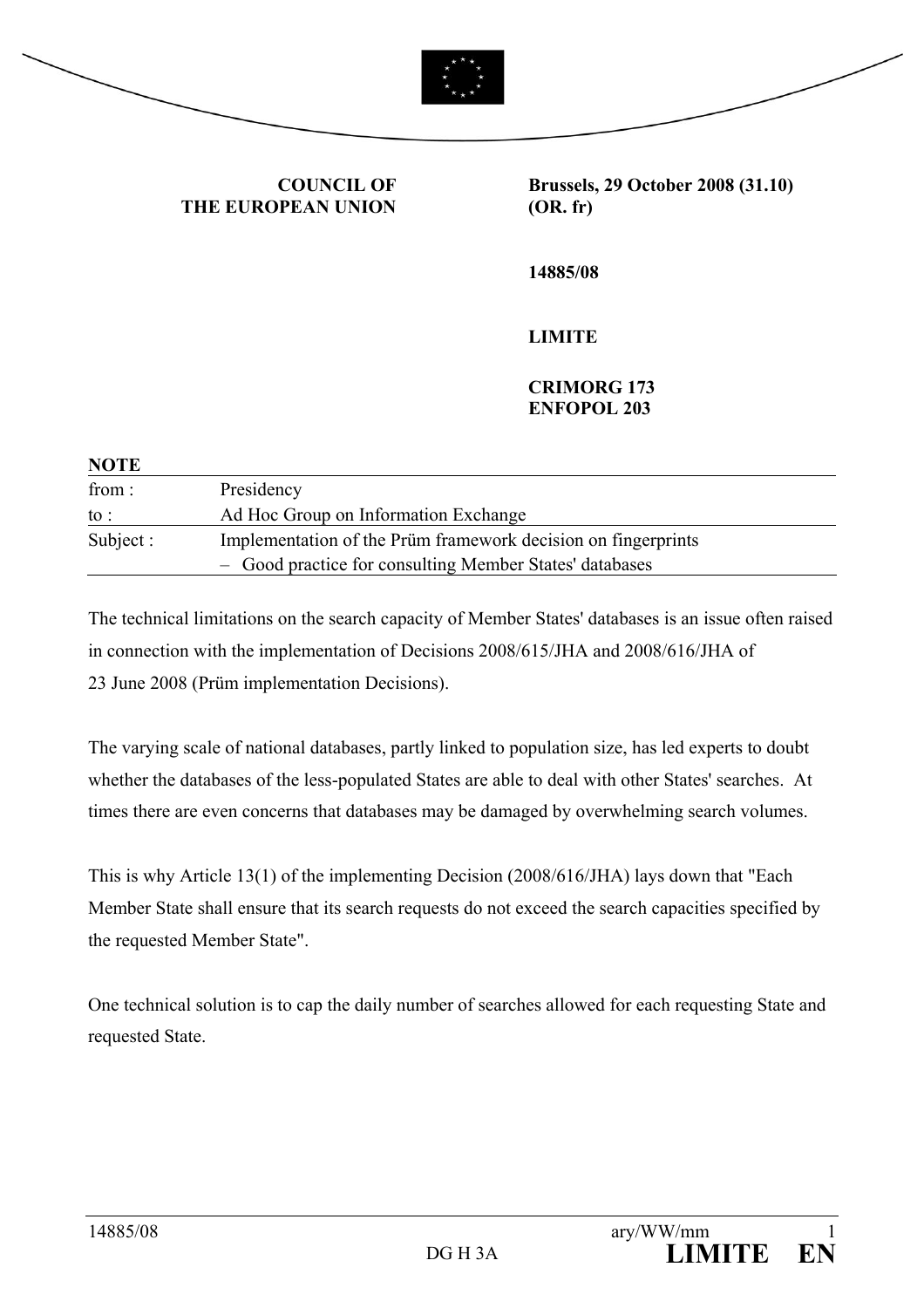**COUNCIL OF THE EUROPEAN UNION**

**Brussels, 29 October 2008 (31.10)**
**(OR. fr)**

**14885/08**

**LIMITE**

**CRIMORG 173**
**ENFOPOL 203**

**NOTE**

| | |
|---|---|
| from : | Presidency |
| to : | Ad Hoc Group on Information Exchange |
| Subject : | Implementation of the Prüm framework decision on fingerprints<br>– Good practice for consulting Member States' databases |

The technical limitations on the search capacity of Member States' databases is an issue often raised in connection with the implementation of Decisions 2008/615/JHA and 2008/616/JHA of 23 June 2008 (Prüm implementation Decisions).

The varying scale of national databases, partly linked to population size, has led experts to doubt whether the databases of the less-populated States are able to deal with other States' searches. At times there are even concerns that databases may be damaged by overwhelming search volumes.

This is why Article 13(1) of the implementing Decision (2008/616/JHA) lays down that "Each Member State shall ensure that its search requests do not exceed the search capacities specified by the requested Member State".

One technical solution is to cap the daily number of searches allowed for each requesting State and requested State.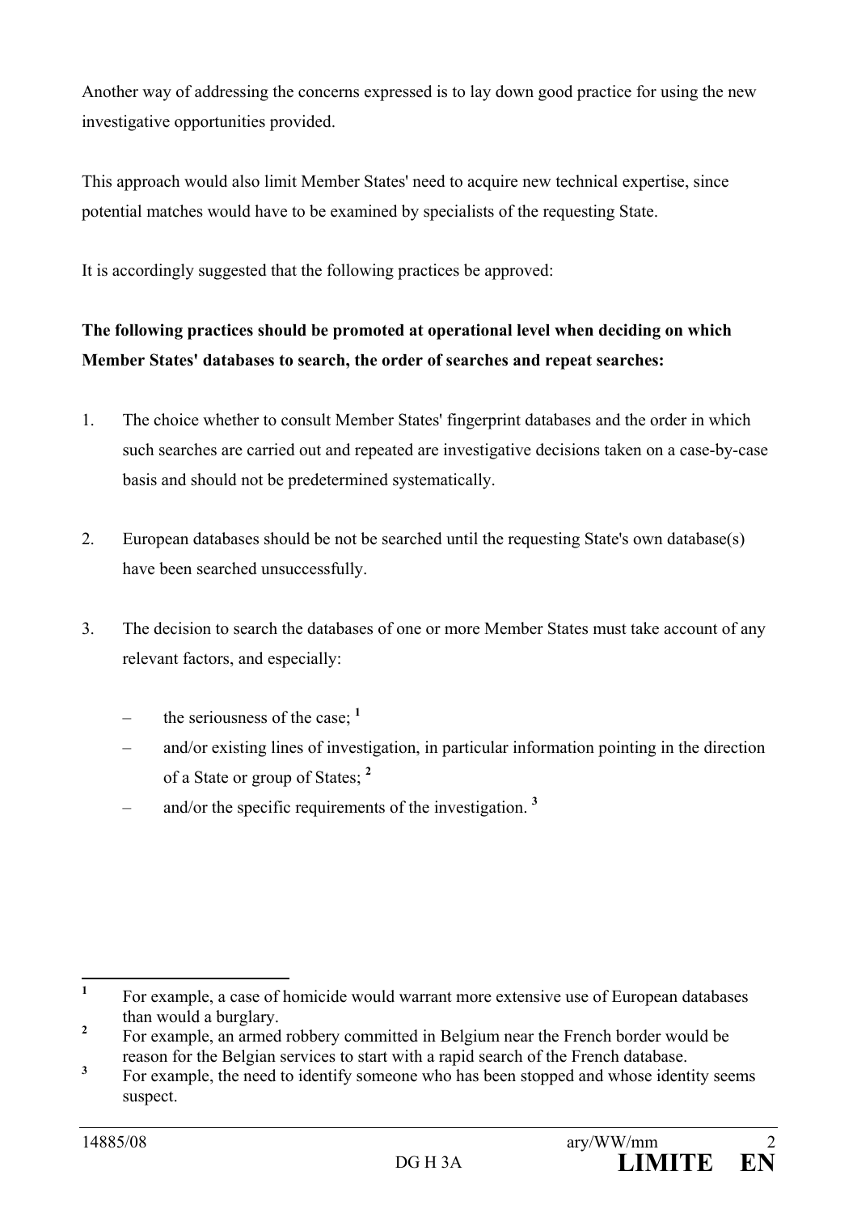Another way of addressing the concerns expressed is to lay down good practice for using the new investigative opportunities provided.

This approach would also limit Member States' need to acquire new technical expertise, since potential matches would have to be examined by specialists of the requesting State.

It is accordingly suggested that the following practices be approved:

**The following practices should be promoted at operational level when deciding on which Member States' databases to search, the order of searches and repeat searches:**

1. The choice whether to consult Member States' fingerprint databases and the order in which such searches are carried out and repeated are investigative decisions taken on a case-by-case basis and should not be predetermined systematically.

2. European databases should be not be searched until the requesting State's own database(s) have been searched unsuccessfully.

3. The decision to search the databases of one or more Member States must take account of any relevant factors, and especially:

   – the seriousness of the case; [1]
   – and/or existing lines of investigation, in particular information pointing in the direction of a State or group of States; [2]
   – and/or the specific requirements of the investigation. [3]

[1] For example, a case of homicide would warrant more extensive use of European databases than would a burglary.

[2] For example, an armed robbery committed in Belgium near the French border would be reason for the Belgian services to start with a rapid search of the French database.

[3] For example, the need to identify someone who has been stopped and whose identity seems suspect.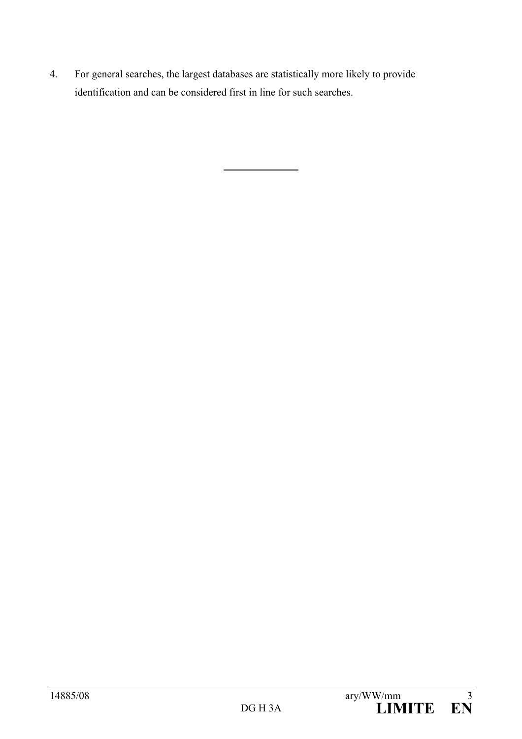4. For general searches, the largest databases are statistically more likely to provide identification and can be considered first in line for such searches.

---